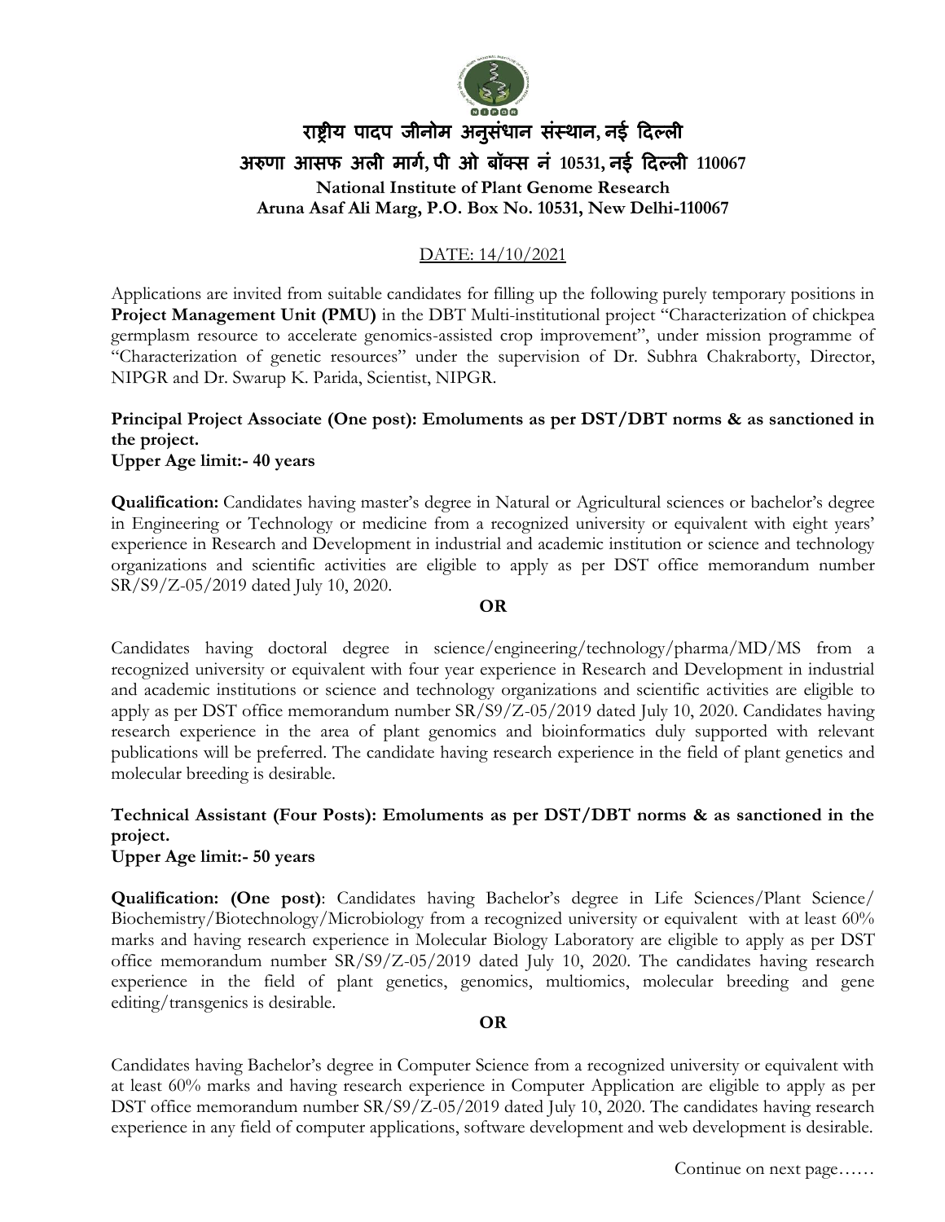# राष्ट्रीय पादप जीनोम अनुसंधान संस्थान, नई दिल्ली

## अरुणा आसफ अली मार्ग, पी ओ बॉक्स नं 10531, नई दिल्ली 110067

**National Institute of Plant Genome Research**
**Aruna Asaf Ali Marg, P.O. Box No. 10531, New Delhi-110067**

DATE: 14/10/2021

Applications are invited from suitable candidates for filling up the following purely temporary positions in **Project Management Unit (PMU)** in the DBT Multi-institutional project "Characterization of chickpea germplasm resource to accelerate genomics-assisted crop improvement", under mission programme of "Characterization of genetic resources" under the supervision of Dr. Subhra Chakraborty, Director, NIPGR and Dr. Swarup K. Parida, Scientist, NIPGR.

**Principal Project Associate (One post): Emoluments as per DST/DBT norms & as sanctioned in the project.**
**Upper Age limit:- 40 years**

**Qualification:** Candidates having master's degree in Natural or Agricultural sciences or bachelor's degree in Engineering or Technology or medicine from a recognized university or equivalent with eight years' experience in Research and Development in industrial and academic institution or science and technology organizations and scientific activities are eligible to apply as per DST office memorandum number SR/S9/Z-05/2019 dated July 10, 2020.

**OR**

Candidates having doctoral degree in science/engineering/technology/pharma/MD/MS from a recognized university or equivalent with four year experience in Research and Development in industrial and academic institutions or science and technology organizations and scientific activities are eligible to apply as per DST office memorandum number SR/S9/Z-05/2019 dated July 10, 2020. Candidates having research experience in the area of plant genomics and bioinformatics duly supported with relevant publications will be preferred. The candidate having research experience in the field of plant genetics and molecular breeding is desirable.

**Technical Assistant (Four Posts): Emoluments as per DST/DBT norms & as sanctioned in the project.**
**Upper Age limit:- 50 years**

**Qualification: (One post)**: Candidates having Bachelor's degree in Life Sciences/Plant Science/ Biochemistry/Biotechnology/Microbiology from a recognized university or equivalent with at least 60% marks and having research experience in Molecular Biology Laboratory are eligible to apply as per DST office memorandum number SR/S9/Z-05/2019 dated July 10, 2020. The candidates having research experience in the field of plant genetics, genomics, multiomics, molecular breeding and gene editing/transgenics is desirable.

**OR**

Candidates having Bachelor's degree in Computer Science from a recognized university or equivalent with at least 60% marks and having research experience in Computer Application are eligible to apply as per DST office memorandum number SR/S9/Z-05/2019 dated July 10, 2020. The candidates having research experience in any field of computer applications, software development and web development is desirable.

Continue on next page……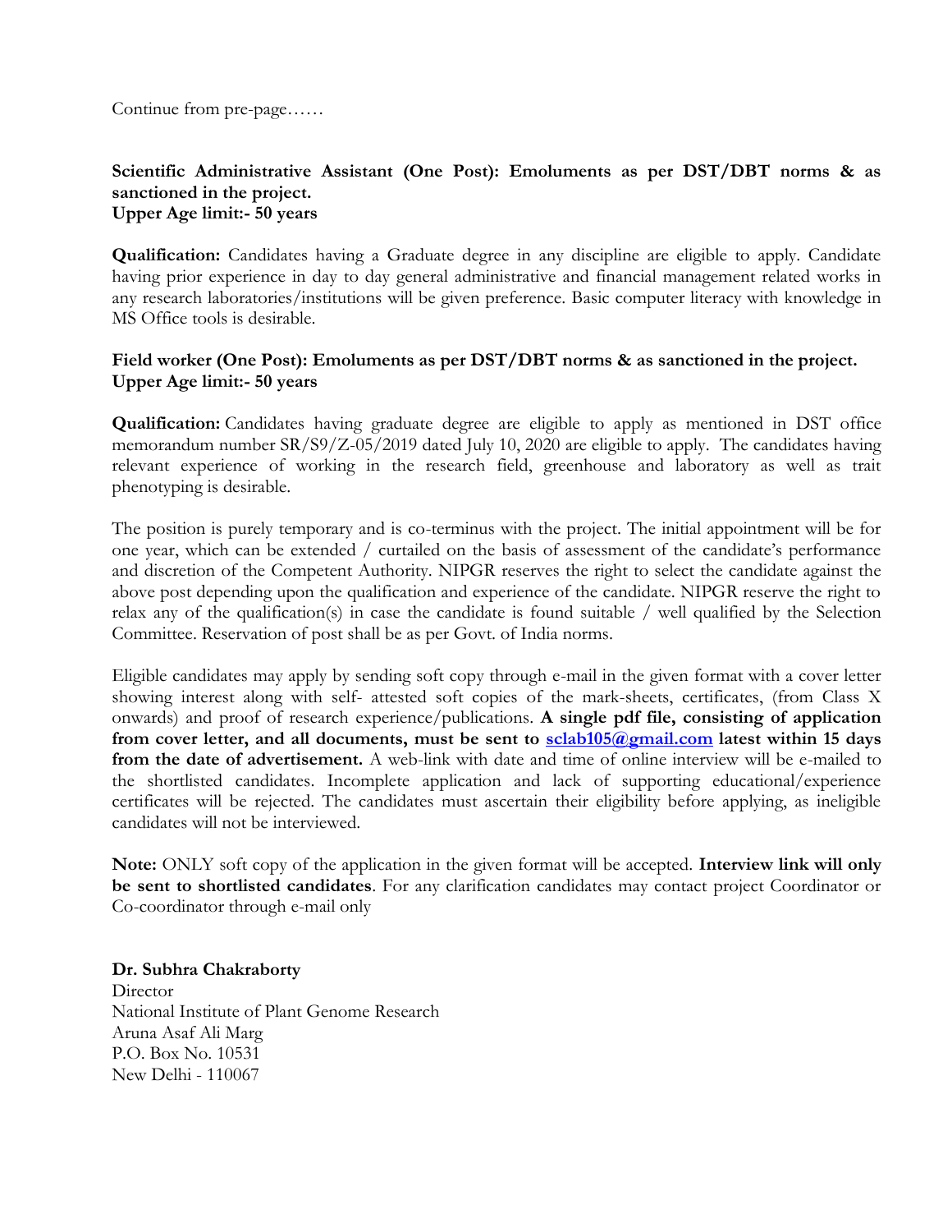Continue from pre-page……

**Scientific Administrative Assistant (One Post): Emoluments as per DST/DBT norms & as sanctioned in the project.**
**Upper Age limit:- 50 years**

**Qualification:** Candidates having a Graduate degree in any discipline are eligible to apply. Candidate having prior experience in day to day general administrative and financial management related works in any research laboratories/institutions will be given preference. Basic computer literacy with knowledge in MS Office tools is desirable.

**Field worker (One Post): Emoluments as per DST/DBT norms & as sanctioned in the project.**
**Upper Age limit:- 50 years**

**Qualification:** Candidates having graduate degree are eligible to apply as mentioned in DST office memorandum number SR/S9/Z-05/2019 dated July 10, 2020 are eligible to apply. The candidates having relevant experience of working in the research field, greenhouse and laboratory as well as trait phenotyping is desirable.

The position is purely temporary and is co-terminus with the project. The initial appointment will be for one year, which can be extended / curtailed on the basis of assessment of the candidate's performance and discretion of the Competent Authority. NIPGR reserves the right to select the candidate against the above post depending upon the qualification and experience of the candidate. NIPGR reserve the right to relax any of the qualification(s) in case the candidate is found suitable / well qualified by the Selection Committee. Reservation of post shall be as per Govt. of India norms.

Eligible candidates may apply by sending soft copy through e-mail in the given format with a cover letter showing interest along with self- attested soft copies of the mark-sheets, certificates, (from Class X onwards) and proof of research experience/publications. **A single pdf file, consisting of application from cover letter, and all documents, must be sent to sclab105@gmail.com latest within 15 days from the date of advertisement.** A web-link with date and time of online interview will be e-mailed to the shortlisted candidates. Incomplete application and lack of supporting educational/experience certificates will be rejected. The candidates must ascertain their eligibility before applying, as ineligible candidates will not be interviewed.

**Note:** ONLY soft copy of the application in the given format will be accepted. **Interview link will only be sent to shortlisted candidates**. For any clarification candidates may contact project Coordinator or Co-coordinator through e-mail only

**Dr. Subhra Chakraborty**
Director
National Institute of Plant Genome Research
Aruna Asaf Ali Marg
P.O. Box No. 10531
New Delhi - 110067